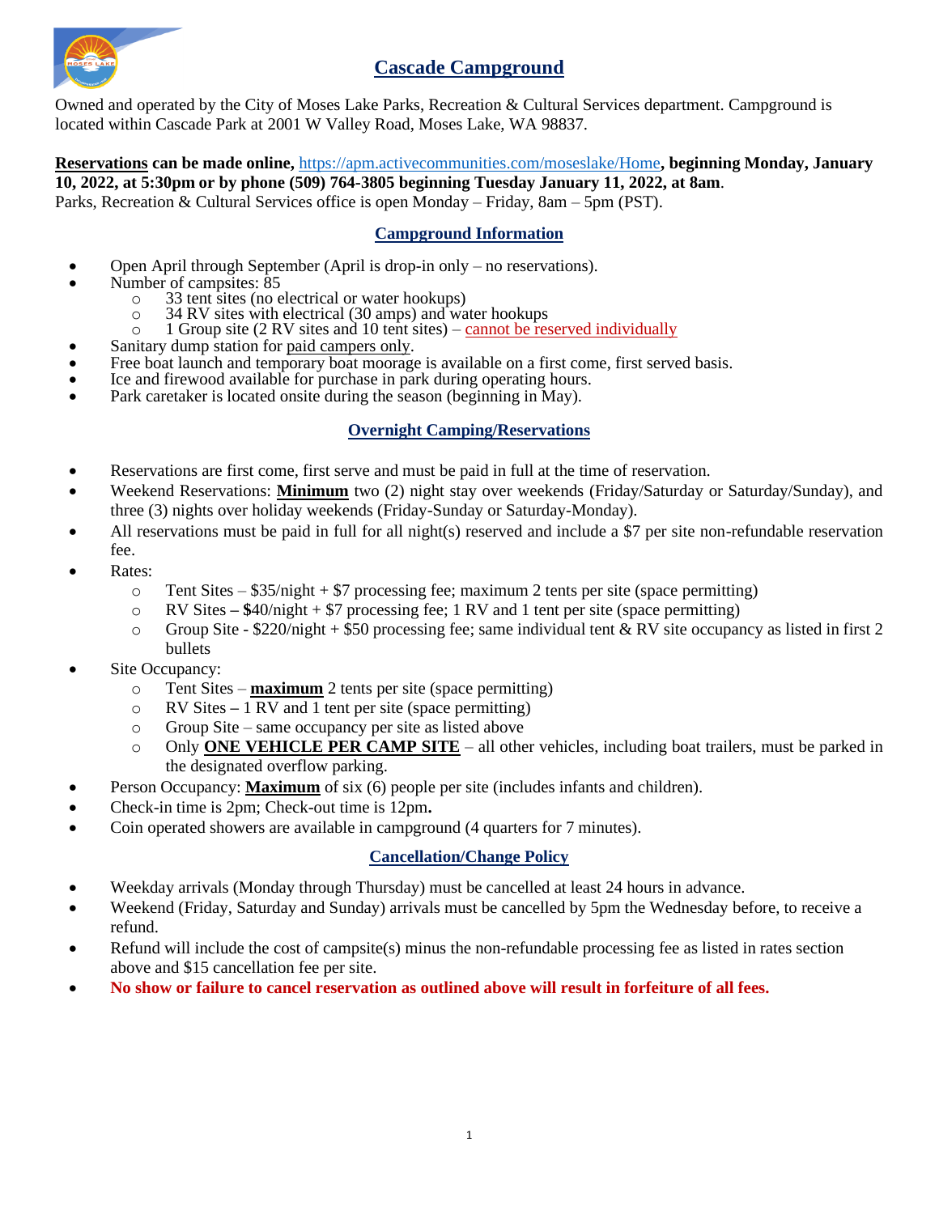# Cascade Campground

Owned and operated by the City of Moses Lake Parks, Recreation & Cultural Services department. Campground is located within Cascade Park at 2001 W Valley Road, Moses Lake, WA 98837.

**Reservations can be made online,** https://apm.activecommunities.com/moseslake/Home**, beginning Monday, January 10, 2022, at 5:30pm or by phone (509) 764-3805 beginning Tuesday January 11, 2022, at 8am**.
Parks, Recreation & Cultural Services office is open Monday – Friday, 8am – 5pm (PST).

## Campground Information

- Open April through September (April is drop-in only – no reservations).
- Number of campsites: 85
  - 33 tent sites (no electrical or water hookups)
  - 34 RV sites with electrical (30 amps) and water hookups
  - 1 Group site (2 RV sites and 10 tent sites) – cannot be reserved individually
- Sanitary dump station for paid campers only.
- Free boat launch and temporary boat moorage is available on a first come, first served basis.
- Ice and firewood available for purchase in park during operating hours.
- Park caretaker is located onsite during the season (beginning in May).

## Overnight Camping/Reservations

- Reservations are first come, first serve and must be paid in full at the time of reservation.
- Weekend Reservations: **Minimum** two (2) night stay over weekends (Friday/Saturday or Saturday/Sunday), and three (3) nights over holiday weekends (Friday-Sunday or Saturday-Monday).
- All reservations must be paid in full for all night(s) reserved and include a $7 per site non-refundable reservation fee.
- Rates:
  - Tent Sites – $35/night + $7 processing fee; maximum 2 tents per site (space permitting)
  - RV Sites **–** $40/night + $7 processing fee; 1 RV and 1 tent per site (space permitting)
  - Group Site - $220/night + $50 processing fee; same individual tent & RV site occupancy as listed in first 2 bullets
- Site Occupancy:
  - Tent Sites – **maximum** 2 tents per site (space permitting)
  - RV Sites **–** 1 RV and 1 tent per site (space permitting)
  - Group Site – same occupancy per site as listed above
  - Only **ONE VEHICLE PER CAMP SITE** – all other vehicles, including boat trailers, must be parked in the designated overflow parking.
- Person Occupancy: **Maximum** of six (6) people per site (includes infants and children).
- Check-in time is 2pm; Check-out time is 12pm**.**
- Coin operated showers are available in campground (4 quarters for 7 minutes).

## Cancellation/Change Policy

- Weekday arrivals (Monday through Thursday) must be cancelled at least 24 hours in advance.
- Weekend (Friday, Saturday and Sunday) arrivals must be cancelled by 5pm the Wednesday before, to receive a refund.
- Refund will include the cost of campsite(s) minus the non-refundable processing fee as listed in rates section above and $15 cancellation fee per site.
- **No show or failure to cancel reservation as outlined above will result in forfeiture of all fees.**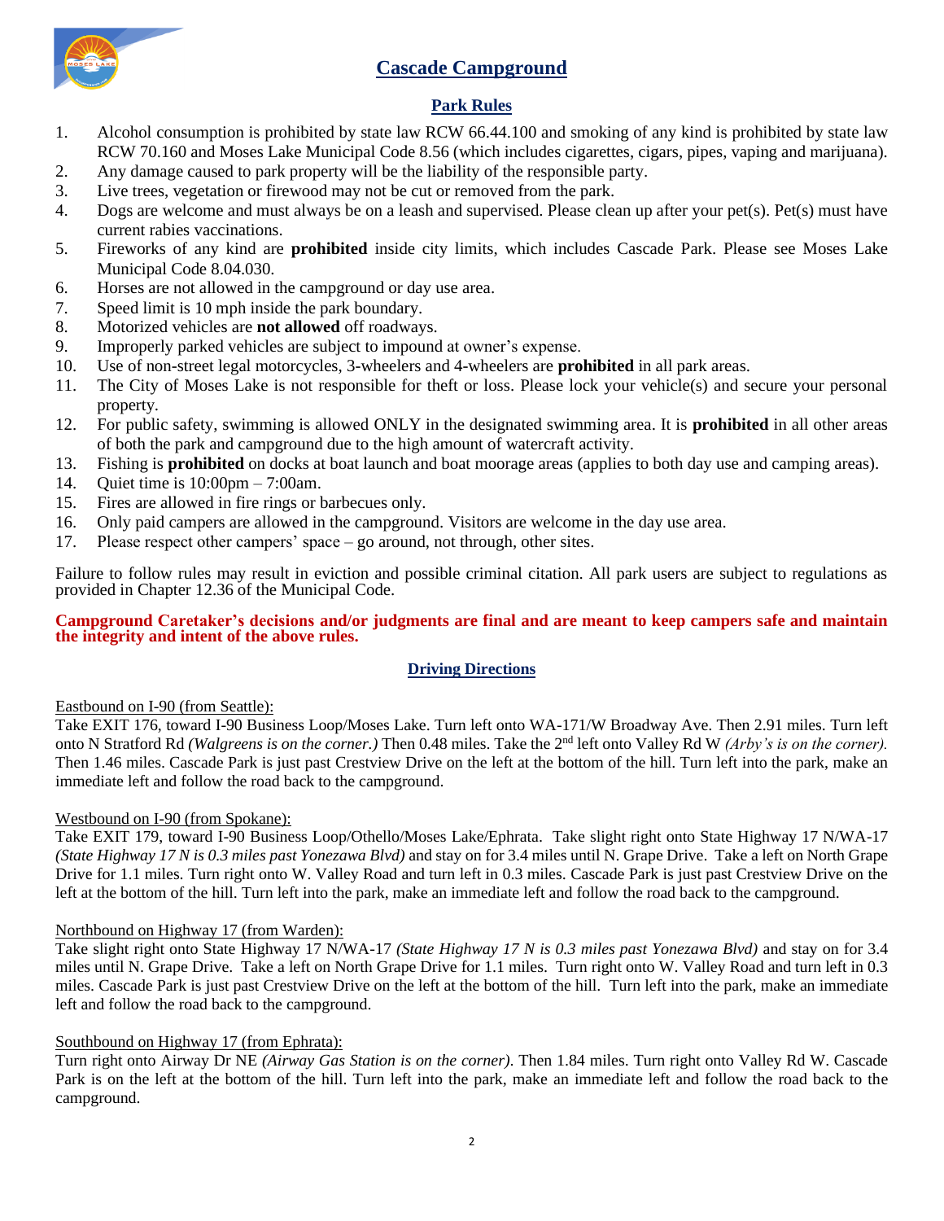# Cascade Campground

## Park Rules

1. Alcohol consumption is prohibited by state law RCW 66.44.100 and smoking of any kind is prohibited by state law RCW 70.160 and Moses Lake Municipal Code 8.56 (which includes cigarettes, cigars, pipes, vaping and marijuana).
2. Any damage caused to park property will be the liability of the responsible party.
3. Live trees, vegetation or firewood may not be cut or removed from the park.
4. Dogs are welcome and must always be on a leash and supervised. Please clean up after your pet(s). Pet(s) must have current rabies vaccinations.
5. Fireworks of any kind are **prohibited** inside city limits, which includes Cascade Park. Please see Moses Lake Municipal Code 8.04.030.
6. Horses are not allowed in the campground or day use area.
7. Speed limit is 10 mph inside the park boundary.
8. Motorized vehicles are **not allowed** off roadways.
9. Improperly parked vehicles are subject to impound at owner's expense.
10. Use of non-street legal motorcycles, 3-wheelers and 4-wheelers are **prohibited** in all park areas.
11. The City of Moses Lake is not responsible for theft or loss. Please lock your vehicle(s) and secure your personal property.
12. For public safety, swimming is allowed ONLY in the designated swimming area. It is **prohibited** in all other areas of both the park and campground due to the high amount of watercraft activity.
13. Fishing is **prohibited** on docks at boat launch and boat moorage areas (applies to both day use and camping areas).
14. Quiet time is 10:00pm – 7:00am.
15. Fires are allowed in fire rings or barbecues only.
16. Only paid campers are allowed in the campground. Visitors are welcome in the day use area.
17. Please respect other campers' space – go around, not through, other sites.

Failure to follow rules may result in eviction and possible criminal citation. All park users are subject to regulations as provided in Chapter 12.36 of the Municipal Code.

**Campground Caretaker's decisions and/or judgments are final and are meant to keep campers safe and maintain the integrity and intent of the above rules.**

## Driving Directions

Eastbound on I-90 (from Seattle):

Take EXIT 176, toward I-90 Business Loop/Moses Lake. Turn left onto WA-171/W Broadway Ave. Then 2.91 miles. Turn left onto N Stratford Rd *(Walgreens is on the corner.)* Then 0.48 miles. Take the 2nd left onto Valley Rd W *(Arby's is on the corner).* Then 1.46 miles. Cascade Park is just past Crestview Drive on the left at the bottom of the hill. Turn left into the park, make an immediate left and follow the road back to the campground.

Westbound on I-90 (from Spokane):

Take EXIT 179, toward I-90 Business Loop/Othello/Moses Lake/Ephrata. Take slight right onto State Highway 17 N/WA-17 *(State Highway 17 N is 0.3 miles past Yonezawa Blvd)* and stay on for 3.4 miles until N. Grape Drive. Take a left on North Grape Drive for 1.1 miles. Turn right onto W. Valley Road and turn left in 0.3 miles. Cascade Park is just past Crestview Drive on the left at the bottom of the hill. Turn left into the park, make an immediate left and follow the road back to the campground.

Northbound on Highway 17 (from Warden):

Take slight right onto State Highway 17 N/WA-17 *(State Highway 17 N is 0.3 miles past Yonezawa Blvd)* and stay on for 3.4 miles until N. Grape Drive. Take a left on North Grape Drive for 1.1 miles. Turn right onto W. Valley Road and turn left in 0.3 miles. Cascade Park is just past Crestview Drive on the left at the bottom of the hill. Turn left into the park, make an immediate left and follow the road back to the campground.

Southbound on Highway 17 (from Ephrata):

Turn right onto Airway Dr NE *(Airway Gas Station is on the corner)*. Then 1.84 miles. Turn right onto Valley Rd W. Cascade Park is on the left at the bottom of the hill. Turn left into the park, make an immediate left and follow the road back to the campground.